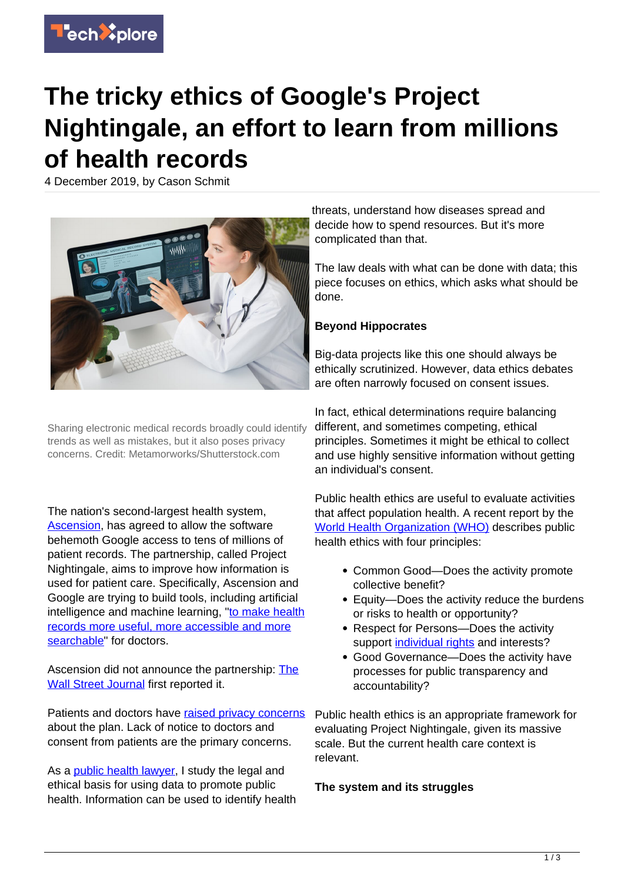# The tricky ethics of Google's Project Nightingale, an effort to learn from millions of health records

4 December 2019, by Cason Schmit

Sharing electronic medical records broadly could identify trends as well as mistakes, but it also poses privacy concerns. Credit: Metamorworks/Shutterstock.com

The nation's second-largest health system, Ascension, has agreed to allow the software behemoth Google access to tens of millions of patient records. The partnership, called Project Nightingale, aims to improve how information is used for patient care. Specifically, Ascension and Google are trying to build tools, including artificial intelligence and machine learning, "to make health records more useful, more accessible and more searchable" for doctors.

Ascension did not announce the partnership: The Wall Street Journal first reported it.

Patients and doctors have raised privacy concerns about the plan. Lack of notice to doctors and consent from patients are the primary concerns.

As a public health lawyer, I study the legal and ethical basis for using data to promote public health. Information can be used to identify health threats, understand how diseases spread and decide how to spend resources. But it's more complicated than that.

The law deals with what can be done with data; this piece focuses on ethics, which asks what should be done.

**Beyond Hippocrates**

Big-data projects like this one should always be ethically scrutinized. However, data ethics debates are often narrowly focused on consent issues.

In fact, ethical determinations require balancing different, and sometimes competing, ethical principles. Sometimes it might be ethical to collect and use highly sensitive information without getting an individual's consent.

Public health ethics are useful to evaluate activities that affect population health. A recent report by the World Health Organization (WHO) describes public health ethics with four principles:

- Common Good—Does the activity promote collective benefit?
- Equity—Does the activity reduce the burdens or risks to health or opportunity?
- Respect for Persons—Does the activity support individual rights and interests?
- Good Governance—Does the activity have processes for public transparency and accountability?

Public health ethics is an appropriate framework for evaluating Project Nightingale, given its massive scale. But the current health care context is relevant.

**The system and its struggles**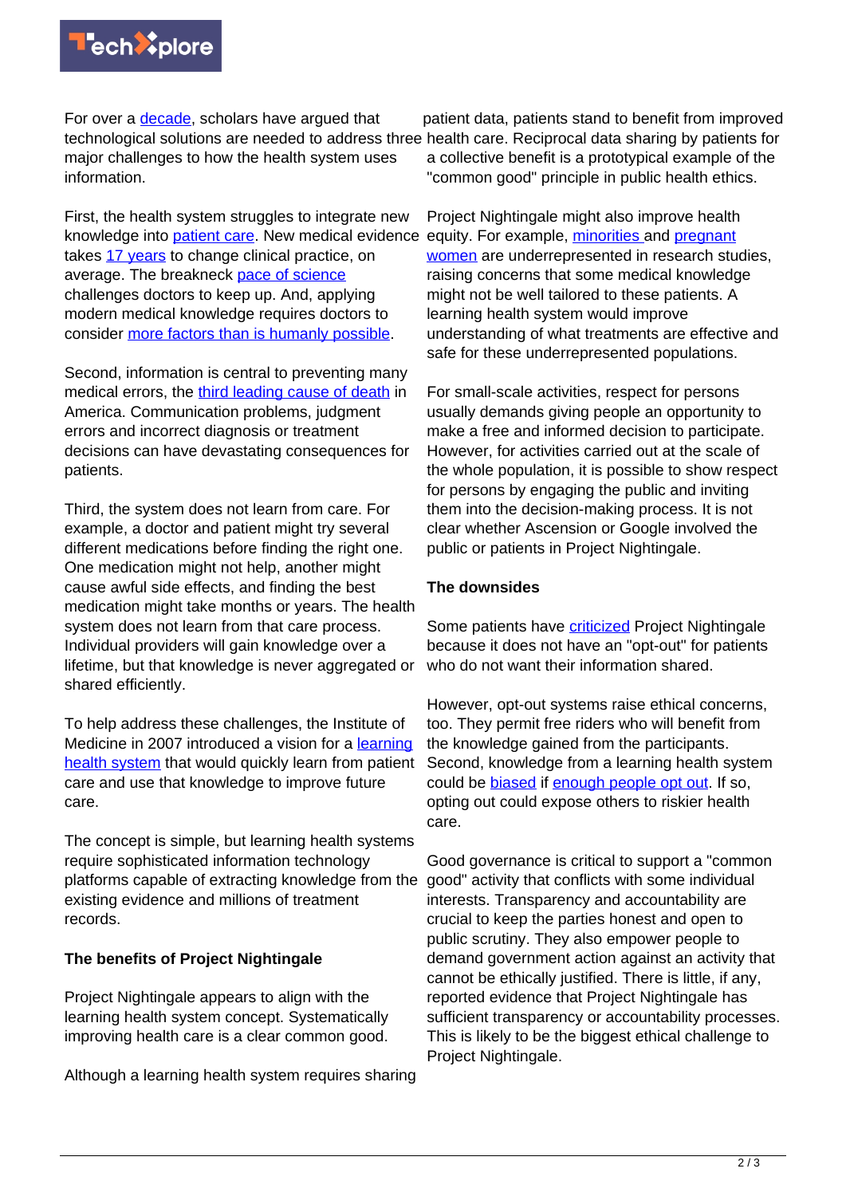For over a decade, scholars have argued that technological solutions are needed to address three major challenges to how the health system uses information.

First, the health system struggles to integrate new knowledge into patient care. New medical evidence takes 17 years to change clinical practice, on average. The breakneck pace of science challenges doctors to keep up. And, applying modern medical knowledge requires doctors to consider more factors than is humanly possible.

Second, information is central to preventing many medical errors, the third leading cause of death in America. Communication problems, judgment errors and incorrect diagnosis or treatment decisions can have devastating consequences for patients.

Third, the system does not learn from care. For example, a doctor and patient might try several different medications before finding the right one. One medication might not help, another might cause awful side effects, and finding the best medication might take months or years. The health system does not learn from that care process. Individual providers will gain knowledge over a lifetime, but that knowledge is never aggregated or shared efficiently.

To help address these challenges, the Institute of Medicine in 2007 introduced a vision for a learning health system that would quickly learn from patient care and use that knowledge to improve future care.

The concept is simple, but learning health systems require sophisticated information technology platforms capable of extracting knowledge from the existing evidence and millions of treatment records.

**The benefits of Project Nightingale**

Project Nightingale appears to align with the learning health system concept. Systematically improving health care is a clear common good.

Although a learning health system requires sharing patient data, patients stand to benefit from improved health care. Reciprocal data sharing by patients for a collective benefit is a prototypical example of the "common good" principle in public health ethics.

Project Nightingale might also improve health equity. For example, minorities and pregnant women are underrepresented in research studies, raising concerns that some medical knowledge might not be well tailored to these patients. A learning health system would improve understanding of what treatments are effective and safe for these underrepresented populations.

For small-scale activities, respect for persons usually demands giving people an opportunity to make a free and informed decision to participate. However, for activities carried out at the scale of the whole population, it is possible to show respect for persons by engaging the public and inviting them into the decision-making process. It is not clear whether Ascension or Google involved the public or patients in Project Nightingale.

**The downsides**

Some patients have criticized Project Nightingale because it does not have an "opt-out" for patients who do not want their information shared.

However, opt-out systems raise ethical concerns, too. They permit free riders who will benefit from the knowledge gained from the participants. Second, knowledge from a learning health system could be biased if enough people opt out. If so, opting out could expose others to riskier health care.

Good governance is critical to support a "common good" activity that conflicts with some individual interests. Transparency and accountability are crucial to keep the parties honest and open to public scrutiny. They also empower people to demand government action against an activity that cannot be ethically justified. There is little, if any, reported evidence that Project Nightingale has sufficient transparency or accountability processes. This is likely to be the biggest ethical challenge to Project Nightingale.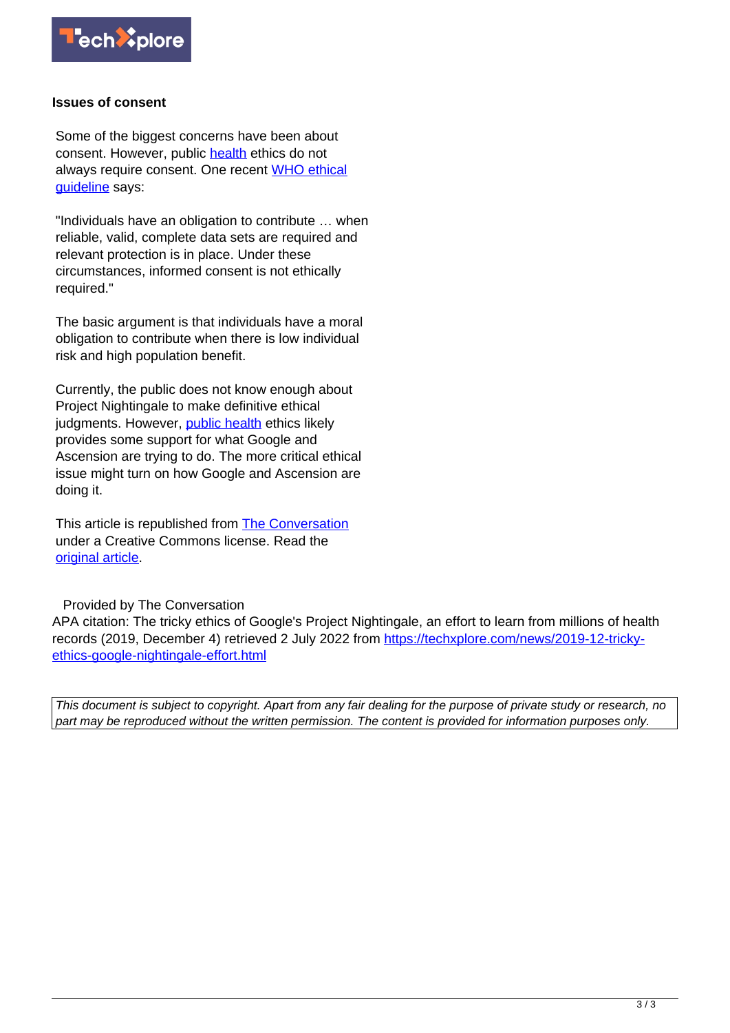### Issues of consent

Some of the biggest concerns have been about consent. However, public health ethics do not always require consent. One recent WHO ethical guideline says:

"Individuals have an obligation to contribute … when reliable, valid, complete data sets are required and relevant protection is in place. Under these circumstances, informed consent is not ethically required."

The basic argument is that individuals have a moral obligation to contribute when there is low individual risk and high population benefit.

Currently, the public does not know enough about Project Nightingale to make definitive ethical judgments. However, public health ethics likely provides some support for what Google and Ascension are trying to do. The more critical ethical issue might turn on how Google and Ascension are doing it.

This article is republished from The Conversation under a Creative Commons license. Read the original article.

Provided by The Conversation

APA citation: The tricky ethics of Google's Project Nightingale, an effort to learn from millions of health records (2019, December 4) retrieved 2 July 2022 from https://techxplore.com/news/2019-12-tricky-ethics-google-nightingale-effort.html

*This document is subject to copyright. Apart from any fair dealing for the purpose of private study or research, no part may be reproduced without the written permission. The content is provided for information purposes only.*